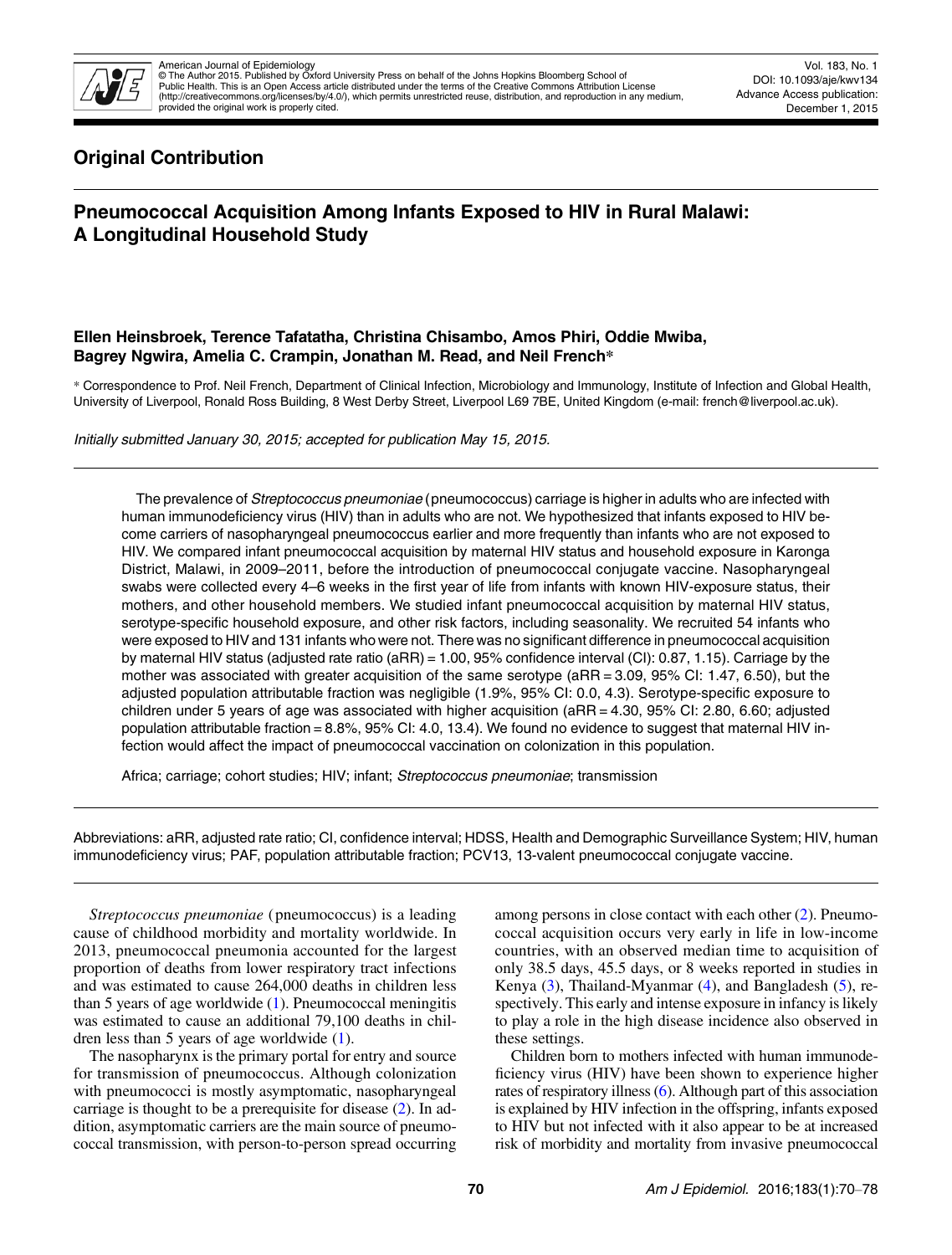Original Contribution

# Pneumococcal Acquisition Among Infants Exposed to HIV in Rural Malawi: A Longitudinal Household Study

**Ellen Heinsbroek, Terence Tafatatha, Christina Chisambo, Amos Phiri, Oddie Mwiba, Bagrey Ngwira, Amelia C. Crampin, Jonathan M. Read, and Neil French***

* Correspondence to Prof. Neil French, Department of Clinical Infection, Microbiology and Immunology, Institute of Infection and Global Health, University of Liverpool, Ronald Ross Building, 8 West Derby Street, Liverpool L69 7BE, United Kingdom (e-mail: french@liverpool.ac.uk).

*Initially submitted January 30, 2015; accepted for publication May 15, 2015.*

The prevalence of *Streptococcus pneumoniae* (pneumococcus) carriage is higher in adults who are infected with human immunodeficiency virus (HIV) than in adults who are not. We hypothesized that infants exposed to HIV become carriers of nasopharyngeal pneumococcus earlier and more frequently than infants who are not exposed to HIV. We compared infant pneumococcal acquisition by maternal HIV status and household exposure in Karonga District, Malawi, in 2009–2011, before the introduction of pneumococcal conjugate vaccine. Nasopharyngeal swabs were collected every 4–6 weeks in the first year of life from infants with known HIV-exposure status, their mothers, and other household members. We studied infant pneumococcal acquisition by maternal HIV status, serotype-specific household exposure, and other risk factors, including seasonality. We recruited 54 infants who were exposed to HIV and 131 infants who were not. There was no significant difference in pneumococcal acquisition by maternal HIV status (adjusted rate ratio (aRR) = 1.00, 95% confidence interval (CI): 0.87, 1.15). Carriage by the mother was associated with greater acquisition of the same serotype (aRR = 3.09, 95% CI: 1.47, 6.50), but the adjusted population attributable fraction was negligible (1.9%, 95% CI: 0.0, 4.3). Serotype-specific exposure to children under 5 years of age was associated with higher acquisition (aRR = 4.30, 95% CI: 2.80, 6.60; adjusted population attributable fraction = 8.8%, 95% CI: 4.0, 13.4). We found no evidence to suggest that maternal HIV infection would affect the impact of pneumococcal vaccination on colonization in this population.

Africa; carriage; cohort studies; HIV; infant; *Streptococcus pneumoniae*; transmission

Abbreviations: aRR, adjusted rate ratio; CI, confidence interval; HDSS, Health and Demographic Surveillance System; HIV, human immunodeficiency virus; PAF, population attributable fraction; PCV13, 13-valent pneumococcal conjugate vaccine.

*Streptococcus pneumoniae* (pneumococcus) is a leading cause of childhood morbidity and mortality worldwide. In 2013, pneumococcal pneumonia accounted for the largest proportion of deaths from lower respiratory tract infections and was estimated to cause 264,000 deaths in children less than 5 years of age worldwide (1). Pneumococcal meningitis was estimated to cause an additional 79,100 deaths in children less than 5 years of age worldwide (1).

The nasopharynx is the primary portal for entry and source for transmission of pneumococcus. Although colonization with pneumococci is mostly asymptomatic, nasopharyngeal carriage is thought to be a prerequisite for disease (2). In addition, asymptomatic carriers are the main source of pneumococcal transmission, with person-to-person spread occurring among persons in close contact with each other (2). Pneumococcal acquisition occurs very early in life in low-income countries, with an observed median time to acquisition of only 38.5 days, 45.5 days, or 8 weeks reported in studies in Kenya (3), Thailand-Myanmar (4), and Bangladesh (5), respectively. This early and intense exposure in infancy is likely to play a role in the high disease incidence also observed in these settings.

Children born to mothers infected with human immunodeficiency virus (HIV) have been shown to experience higher rates of respiratory illness (6). Although part of this association is explained by HIV infection in the offspring, infants exposed to HIV but not infected with it also appear to be at increased risk of morbidity and mortality from invasive pneumococcal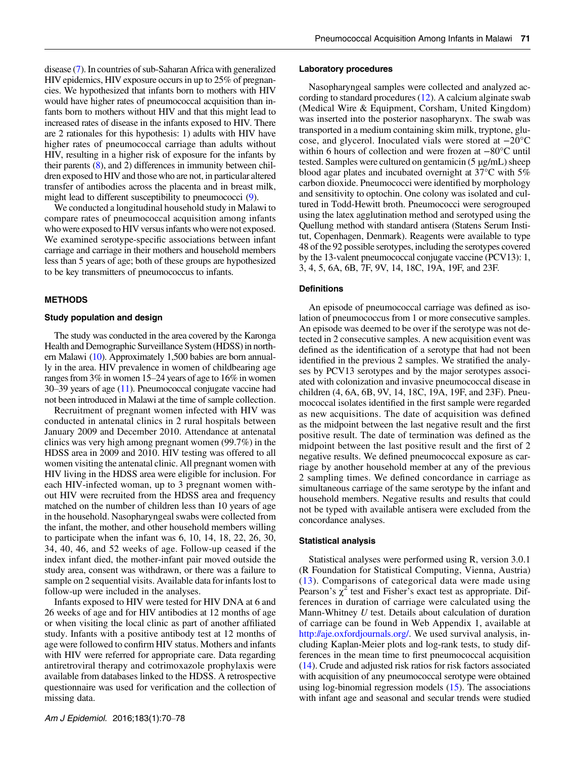disease (7). In countries of sub-Saharan Africa with generalized HIV epidemics, HIV exposure occurs in up to 25% of pregnancies. We hypothesized that infants born to mothers with HIV would have higher rates of pneumococcal acquisition than infants born to mothers without HIV and that this might lead to increased rates of disease in the infants exposed to HIV. There are 2 rationales for this hypothesis: 1) adults with HIV have higher rates of pneumococcal carriage than adults without HIV, resulting in a higher risk of exposure for the infants by their parents (8), and 2) differences in immunity between children exposed to HIV and those who are not, in particular altered transfer of antibodies across the placenta and in breast milk, might lead to different susceptibility to pneumococci (9).

We conducted a longitudinal household study in Malawi to compare rates of pneumococcal acquisition among infants who were exposed to HIV versus infants who were not exposed. We examined serotype-specific associations between infant carriage and carriage in their mothers and household members less than 5 years of age; both of these groups are hypothesized to be key transmitters of pneumococcus to infants.

## METHODS

### Study population and design

The study was conducted in the area covered by the Karonga Health and Demographic Surveillance System (HDSS) in northern Malawi (10). Approximately 1,500 babies are born annually in the area. HIV prevalence in women of childbearing age ranges from 3% in women 15–24 years of age to 16% in women 30–39 years of age (11). Pneumococcal conjugate vaccine had not been introduced in Malawi at the time of sample collection.

Recruitment of pregnant women infected with HIV was conducted in antenatal clinics in 2 rural hospitals between January 2009 and December 2010. Attendance at antenatal clinics was very high among pregnant women (99.7%) in the HDSS area in 2009 and 2010. HIV testing was offered to all women visiting the antenatal clinic. All pregnant women with HIV living in the HDSS area were eligible for inclusion. For each HIV-infected woman, up to 3 pregnant women without HIV were recruited from the HDSS area and frequency matched on the number of children less than 10 years of age in the household. Nasopharyngeal swabs were collected from the infant, the mother, and other household members willing to participate when the infant was 6, 10, 14, 18, 22, 26, 30, 34, 40, 46, and 52 weeks of age. Follow-up ceased if the index infant died, the mother-infant pair moved outside the study area, consent was withdrawn, or there was a failure to sample on 2 sequential visits. Available data for infants lost to follow-up were included in the analyses.

Infants exposed to HIV were tested for HIV DNA at 6 and 26 weeks of age and for HIV antibodies at 12 months of age or when visiting the local clinic as part of another affiliated study. Infants with a positive antibody test at 12 months of age were followed to confirm HIV status. Mothers and infants with HIV were referred for appropriate care. Data regarding antiretroviral therapy and cotrimoxazole prophylaxis were available from databases linked to the HDSS. A retrospective questionnaire was used for verification and the collection of missing data.

### Laboratory procedures

Nasopharyngeal samples were collected and analyzed according to standard procedures (12). A calcium alginate swab (Medical Wire & Equipment, Corsham, United Kingdom) was inserted into the posterior nasopharynx. The swab was transported in a medium containing skim milk, tryptone, glucose, and glycerol. Inoculated vials were stored at −20°C within 6 hours of collection and were frozen at −80°C until tested. Samples were cultured on gentamicin (5 μg/mL) sheep blood agar plates and incubated overnight at 37°C with 5% carbon dioxide. Pneumococci were identified by morphology and sensitivity to optochin. One colony was isolated and cultured in Todd-Hewitt broth. Pneumococci were serogrouped using the latex agglutination method and serotyped using the Quellung method with standard antisera (Statens Serum Institut, Copenhagen, Denmark). Reagents were available to type 48 of the 92 possible serotypes, including the serotypes covered by the 13-valent pneumococcal conjugate vaccine (PCV13): 1, 3, 4, 5, 6A, 6B, 7F, 9V, 14, 18C, 19A, 19F, and 23F.

### Definitions

An episode of pneumococcal carriage was defined as isolation of pneumococcus from 1 or more consecutive samples. An episode was deemed to be over if the serotype was not detected in 2 consecutive samples. A new acquisition event was defined as the identification of a serotype that had not been identified in the previous 2 samples. We stratified the analyses by PCV13 serotypes and by the major serotypes associated with colonization and invasive pneumococcal disease in children (4, 6A, 6B, 9V, 14, 18C, 19A, 19F, and 23F). Pneumococcal isolates identified in the first sample were regarded as new acquisitions. The date of acquisition was defined as the midpoint between the last negative result and the first positive result. The date of termination was defined as the midpoint between the last positive result and the first of 2 negative results. We defined pneumococcal exposure as carriage by another household member at any of the previous 2 sampling times. We defined concordance in carriage as simultaneous carriage of the same serotype by the infant and household members. Negative results and results that could not be typed with available antisera were excluded from the concordance analyses.

### Statistical analysis

Statistical analyses were performed using R, version 3.0.1 (R Foundation for Statistical Computing, Vienna, Austria) (13). Comparisons of categorical data were made using Pearson's $\chi^2$ test and Fisher's exact test as appropriate. Differences in duration of carriage were calculated using the Mann-Whitney *U* test. Details about calculation of duration of carriage can be found in Web Appendix 1, available at http://aje.oxfordjournals.org/. We used survival analysis, including Kaplan-Meier plots and log-rank tests, to study differences in the mean time to first pneumococcal acquisition (14). Crude and adjusted risk ratios for risk factors associated with acquisition of any pneumococcal serotype were obtained using log-binomial regression models (15). The associations with infant age and seasonal and secular trends were studied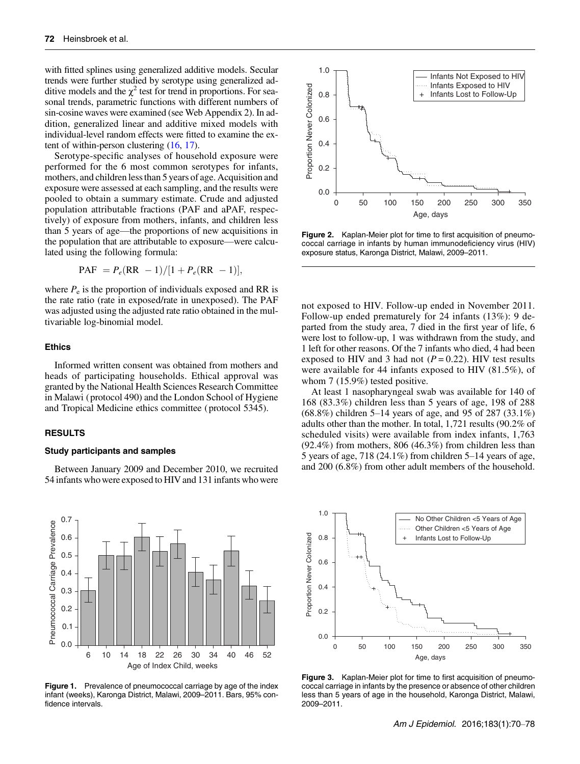with fitted splines using generalized additive models. Secular trends were further studied by serotype using generalized additive models and the $\chi^2$ test for trend in proportions. For seasonal trends, parametric functions with different numbers of sin-cosine waves were examined (see Web Appendix 2). In addition, generalized linear and additive mixed models with individual-level random effects were fitted to examine the extent of within-person clustering (16, 17).

Serotype-specific analyses of household exposure were performed for the 6 most common serotypes for infants, mothers, and children less than 5 years of age. Acquisition and exposure were assessed at each sampling, and the results were pooled to obtain a summary estimate. Crude and adjusted population attributable fractions (PAF and aPAF, respectively) of exposure from mothers, infants, and children less than 5 years of age—the proportions of new acquisitions in the population that are attributable to exposure—were calculated using the following formula:

$$\text{PAF} = P_e(\text{RR} - 1)/[1 + P_e(\text{RR} - 1)],$$

where $P_e$ is the proportion of individuals exposed and RR is the rate ratio (rate in exposed/rate in unexposed). The PAF was adjusted using the adjusted rate ratio obtained in the multivariable log-binomial model.

#### Ethics

Informed written consent was obtained from mothers and heads of participating households. Ethical approval was granted by the National Health Sciences Research Committee in Malawi (protocol 490) and the London School of Hygiene and Tropical Medicine ethics committee (protocol 5345).

## RESULTS

#### Study participants and samples

Between January 2009 and December 2010, we recruited 54 infants who were exposed to HIV and 131 infants who were not exposed to HIV. Follow-up ended in November 2011. Follow-up ended prematurely for 24 infants (13%): 9 departed from the study area, 7 died in the first year of life, 6 were lost to follow-up, 1 was withdrawn from the study, and 1 left for other reasons. Of the 7 infants who died, 4 had been exposed to HIV and 3 had not ($P = 0.22$). HIV test results were available for 44 infants exposed to HIV (81.5%), of whom 7 (15.9%) tested positive.

At least 1 nasopharyngeal swab was available for 140 of 168 (83.3%) children less than 5 years of age, 198 of 288 (68.8%) children 5–14 years of age, and 95 of 287 (33.1%) adults other than the mother. In total, 1,721 results (90.2% of scheduled visits) were available from index infants, 1,763 (92.4%) from mothers, 806 (46.3%) from children less than 5 years of age, 718 (24.1%) from children 5–14 years of age, and 200 (6.8%) from other adult members of the household.

**Figure 1.** Prevalence of pneumococcal carriage by age of the index infant (weeks), Karonga District, Malawi, 2009–2011. Bars, 95% confidence intervals.

**Figure 2.** Kaplan-Meier plot for time to first acquisition of pneumococcal carriage in infants by human immunodeficiency virus (HIV) exposure status, Karonga District, Malawi, 2009–2011.

**Figure 3.** Kaplan-Meier plot for time to first acquisition of pneumococcal carriage in infants by the presence or absence of other children less than 5 years of age in the household, Karonga District, Malawi, 2009–2011.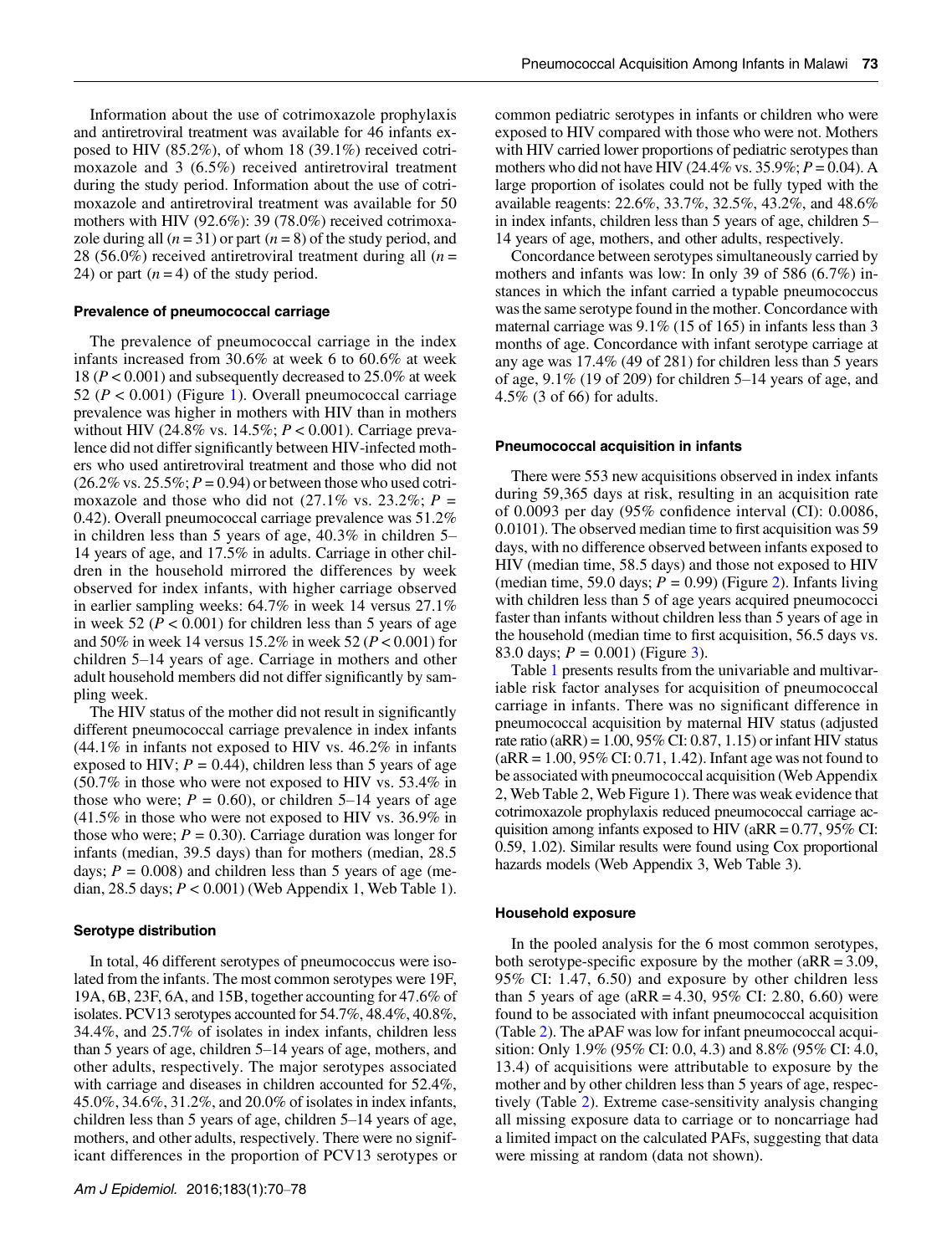Information about the use of cotrimoxazole prophylaxis and antiretroviral treatment was available for 46 infants exposed to HIV (85.2%), of whom 18 (39.1%) received cotrimoxazole and 3 (6.5%) received antiretroviral treatment during the study period. Information about the use of cotrimoxazole and antiretroviral treatment was available for 50 mothers with HIV (92.6%): 39 (78.0%) received cotrimoxazole during all ($n = 31$) or part ($n = 8$) of the study period, and 28 (56.0%) received antiretroviral treatment during all ($n = 24$) or part ($n = 4$) of the study period.

### Prevalence of pneumococcal carriage

The prevalence of pneumococcal carriage in the index infants increased from 30.6% at week 6 to 60.6% at week 18 ($P < 0.001$) and subsequently decreased to 25.0% at week 52 ($P < 0.001$) (Figure 1). Overall pneumococcal carriage prevalence was higher in mothers with HIV than in mothers without HIV (24.8% vs. 14.5%; $P < 0.001$). Carriage prevalence did not differ significantly between HIV-infected mothers who used antiretroviral treatment and those who did not (26.2% vs. 25.5%; $P = 0.94$) or between those who used cotrimoxazole and those who did not (27.1% vs. 23.2%; $P = 0.42$). Overall pneumococcal carriage prevalence was 51.2% in children less than 5 years of age, 40.3% in children 5–14 years of age, and 17.5% in adults. Carriage in other children in the household mirrored the differences by week observed for index infants, with higher carriage observed in earlier sampling weeks: 64.7% in week 14 versus 27.1% in week 52 ($P < 0.001$) for children less than 5 years of age and 50% in week 14 versus 15.2% in week 52 ($P < 0.001$) for children 5–14 years of age. Carriage in mothers and other adult household members did not differ significantly by sampling week.

The HIV status of the mother did not result in significantly different pneumococcal carriage prevalence in index infants (44.1% in infants not exposed to HIV vs. 46.2% in infants exposed to HIV; $P = 0.44$), children less than 5 years of age (50.7% in those who were not exposed to HIV vs. 53.4% in those who were; $P = 0.60$), or children 5–14 years of age (41.5% in those who were not exposed to HIV vs. 36.9% in those who were; $P = 0.30$). Carriage duration was longer for infants (median, 39.5 days) than for mothers (median, 28.5 days; $P = 0.008$) and children less than 5 years of age (median, 28.5 days; $P < 0.001$) (Web Appendix 1, Web Table 1).

### Serotype distribution

In total, 46 different serotypes of pneumococcus were isolated from the infants. The most common serotypes were 19F, 19A, 6B, 23F, 6A, and 15B, together accounting for 47.6% of isolates. PCV13 serotypes accounted for 54.7%, 48.4%, 40.8%, 34.4%, and 25.7% of isolates in index infants, children less than 5 years of age, children 5–14 years of age, mothers, and other adults, respectively. The major serotypes associated with carriage and diseases in children accounted for 52.4%, 45.0%, 34.6%, 31.2%, and 20.0% of isolates in index infants, children less than 5 years of age, children 5–14 years of age, mothers, and other adults, respectively. There were no significant differences in the proportion of PCV13 serotypes or common pediatric serotypes in infants or children who were exposed to HIV compared with those who were not. Mothers with HIV carried lower proportions of pediatric serotypes than mothers who did not have HIV (24.4% vs. 35.9%; $P = 0.04$). A large proportion of isolates could not be fully typed with the available reagents: 22.6%, 33.7%, 32.5%, 43.2%, and 48.6% in index infants, children less than 5 years of age, children 5–14 years of age, mothers, and other adults, respectively.

Concordance between serotypes simultaneously carried by mothers and infants was low: In only 39 of 586 (6.7%) instances in which the infant carried a typable pneumococcus was the same serotype found in the mother. Concordance with maternal carriage was 9.1% (15 of 165) in infants less than 3 months of age. Concordance with infant serotype carriage at any age was 17.4% (49 of 281) for children less than 5 years of age, 9.1% (19 of 209) for children 5–14 years of age, and 4.5% (3 of 66) for adults.

### Pneumococcal acquisition in infants

There were 553 new acquisitions observed in index infants during 59,365 days at risk, resulting in an acquisition rate of 0.0093 per day (95% confidence interval (CI): 0.0086, 0.0101). The observed median time to first acquisition was 59 days, with no difference observed between infants exposed to HIV (median time, 58.5 days) and those not exposed to HIV (median time, 59.0 days; $P = 0.99$) (Figure 2). Infants living with children less than 5 of age years acquired pneumococci faster than infants without children less than 5 years of age in the household (median time to first acquisition, 56.5 days vs. 83.0 days; $P = 0.001$) (Figure 3).

Table 1 presents results from the univariable and multivariable risk factor analyses for acquisition of pneumococcal carriage in infants. There was no significant difference in pneumococcal acquisition by maternal HIV status (adjusted rate ratio (aRR) = 1.00, 95% CI: 0.87, 1.15) or infant HIV status (aRR = 1.00, 95% CI: 0.71, 1.42). Infant age was not found to be associated with pneumococcal acquisition (Web Appendix 2, Web Table 2, Web Figure 1). There was weak evidence that cotrimoxazole prophylaxis reduced pneumococcal carriage acquisition among infants exposed to HIV (aRR = 0.77, 95% CI: 0.59, 1.02). Similar results were found using Cox proportional hazards models (Web Appendix 3, Web Table 3).

### Household exposure

In the pooled analysis for the 6 most common serotypes, both serotype-specific exposure by the mother (aRR = 3.09, 95% CI: 1.47, 6.50) and exposure by other children less than 5 years of age (aRR = 4.30, 95% CI: 2.80, 6.60) were found to be associated with infant pneumococcal acquisition (Table 2). The aPAF was low for infant pneumococcal acquisition: Only 1.9% (95% CI: 0.0, 4.3) and 8.8% (95% CI: 4.0, 13.4) of acquisitions were attributable to exposure by the mother and by other children less than 5 years of age, respectively (Table 2). Extreme case-sensitivity analysis changing all missing exposure data to carriage or to noncarriage had a limited impact on the calculated PAFs, suggesting that data were missing at random (data not shown).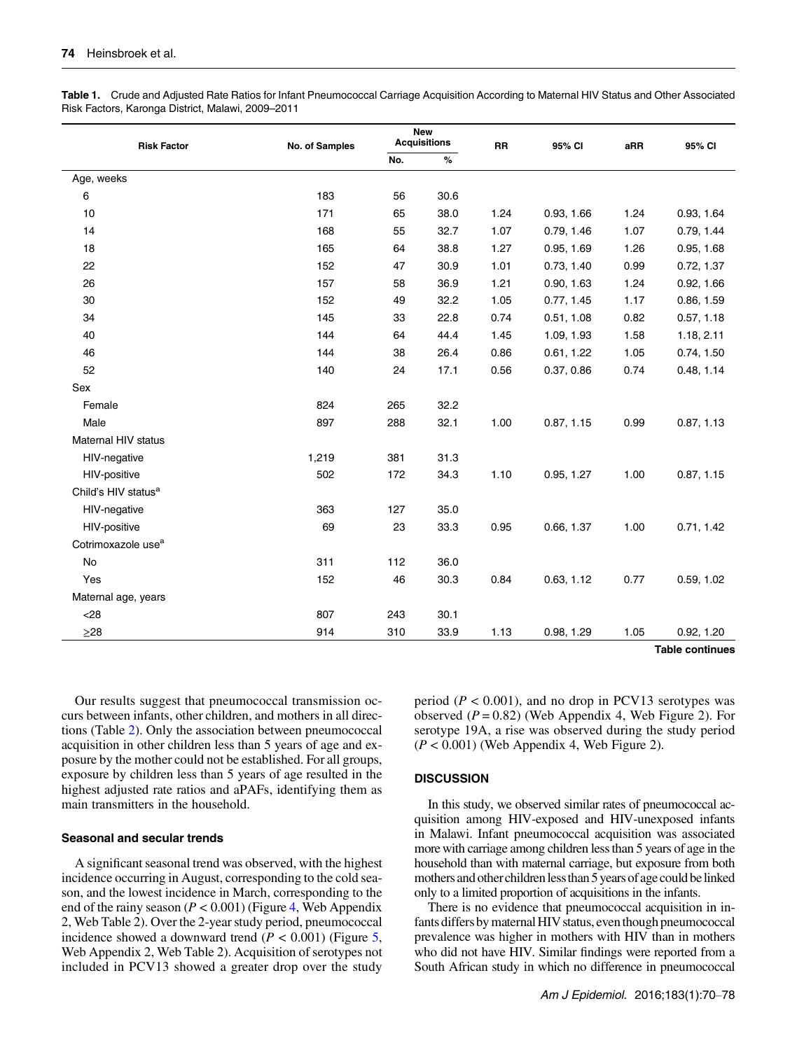**Table 1.** Crude and Adjusted Rate Ratios for Infant Pneumococcal Carriage Acquisition According to Maternal HIV Status and Other Associated Risk Factors, Karonga District, Malawi, 2009–2011

| Risk Factor | No. of Samples | New Acquisitions | | RR | 95% CI | aRR | 95% CI |
|---|---|---|---|---|---|---|---|
| | | No. | % | | | | |
| Age, weeks | | | | | | | |
| 6 | 183 | 56 | 30.6 | | | | |
| 10 | 171 | 65 | 38.0 | 1.24 | 0.93, 1.66 | 1.24 | 0.93, 1.64 |
| 14 | 168 | 55 | 32.7 | 1.07 | 0.79, 1.46 | 1.07 | 0.79, 1.44 |
| 18 | 165 | 64 | 38.8 | 1.27 | 0.95, 1.69 | 1.26 | 0.95, 1.68 |
| 22 | 152 | 47 | 30.9 | 1.01 | 0.73, 1.40 | 0.99 | 0.72, 1.37 |
| 26 | 157 | 58 | 36.9 | 1.21 | 0.90, 1.63 | 1.24 | 0.92, 1.66 |
| 30 | 152 | 49 | 32.2 | 1.05 | 0.77, 1.45 | 1.17 | 0.86, 1.59 |
| 34 | 145 | 33 | 22.8 | 0.74 | 0.51, 1.08 | 0.82 | 0.57, 1.18 |
| 40 | 144 | 64 | 44.4 | 1.45 | 1.09, 1.93 | 1.58 | 1.18, 2.11 |
| 46 | 144 | 38 | 26.4 | 0.86 | 0.61, 1.22 | 1.05 | 0.74, 1.50 |
| 52 | 140 | 24 | 17.1 | 0.56 | 0.37, 0.86 | 0.74 | 0.48, 1.14 |
| Sex | | | | | | | |
| Female | 824 | 265 | 32.2 | | | | |
| Male | 897 | 288 | 32.1 | 1.00 | 0.87, 1.15 | 0.99 | 0.87, 1.13 |
| Maternal HIV status | | | | | | | |
| HIV-negative | 1,219 | 381 | 31.3 | | | | |
| HIV-positive | 502 | 172 | 34.3 | 1.10 | 0.95, 1.27 | 1.00 | 0.87, 1.15 |
| Child's HIV status[a] | | | | | | | |
| HIV-negative | 363 | 127 | 35.0 | | | | |
| HIV-positive | 69 | 23 | 33.3 | 0.95 | 0.66, 1.37 | 1.00 | 0.71, 1.42 |
| Cotrimoxazole use[a] | | | | | | | |
| No | 311 | 112 | 36.0 | | | | |
| Yes | 152 | 46 | 30.3 | 0.84 | 0.63, 1.12 | 0.77 | 0.59, 1.02 |
| Maternal age, years | | | | | | | |
| <28 | 807 | 243 | 30.1 | | | | |
| ≥28 | 914 | 310 | 33.9 | 1.13 | 0.98, 1.29 | 1.05 | 0.92, 1.20 |

**Table continues**

Our results suggest that pneumococcal transmission occurs between infants, other children, and mothers in all directions (Table 2). Only the association between pneumococcal acquisition in other children less than 5 years of age and exposure by the mother could not be established. For all groups, exposure by children less than 5 years of age resulted in the highest adjusted rate ratios and aPAFs, identifying them as main transmitters in the household.

### Seasonal and secular trends

A significant seasonal trend was observed, with the highest incidence occurring in August, corresponding to the cold season, and the lowest incidence in March, corresponding to the end of the rainy season ($P < 0.001$) (Figure 4, Web Appendix 2, Web Table 2). Over the 2-year study period, pneumococcal incidence showed a downward trend ($P < 0.001$) (Figure 5, Web Appendix 2, Web Table 2). Acquisition of serotypes not included in PCV13 showed a greater drop over the study period ($P < 0.001$), and no drop in PCV13 serotypes was observed ($P = 0.82$) (Web Appendix 4, Web Figure 2). For serotype 19A, a rise was observed during the study period ($P < 0.001$) (Web Appendix 4, Web Figure 2).

## DISCUSSION

In this study, we observed similar rates of pneumococcal acquisition among HIV-exposed and HIV-unexposed infants in Malawi. Infant pneumococcal acquisition was associated more with carriage among children less than 5 years of age in the household than with maternal carriage, but exposure from both mothers and other children less than 5 years of age could be linked only to a limited proportion of acquisitions in the infants.

There is no evidence that pneumococcal acquisition in infants differs by maternal HIV status, even though pneumococcal prevalence was higher in mothers with HIV than in mothers who did not have HIV. Similar findings were reported from a South African study in which no difference in pneumococcal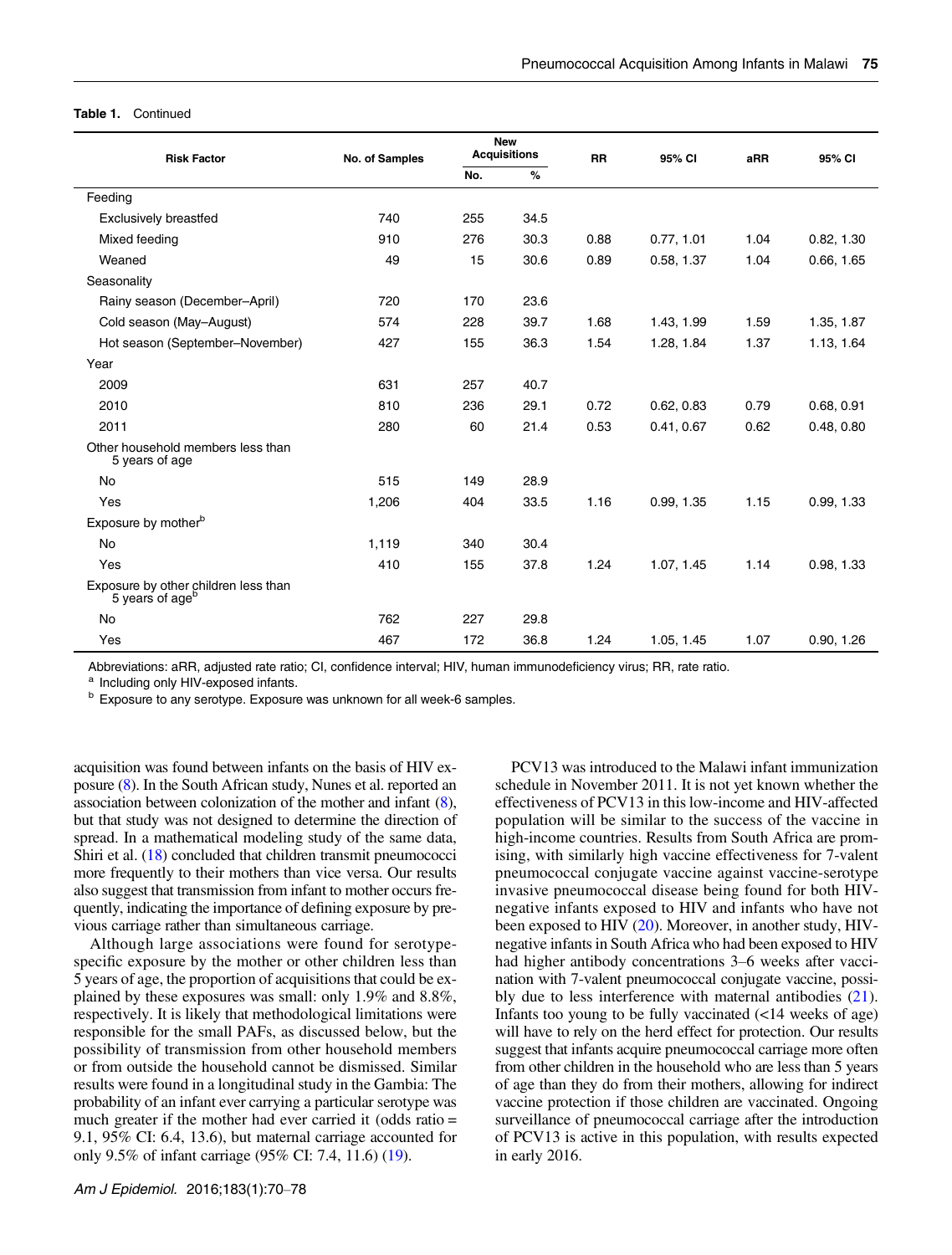**Table 1.** Continued

| Risk Factor | No. of Samples | New Acquisitions | | RR | 95% CI | aRR | 95% CI |
|---|---|---|---|---|---|---|---|
| | | No. | % | | | | |
| Feeding | | | | | | | |
| Exclusively breastfed | 740 | 255 | 34.5 | | | | |
| Mixed feeding | 910 | 276 | 30.3 | 0.88 | 0.77, 1.01 | 1.04 | 0.82, 1.30 |
| Weaned | 49 | 15 | 30.6 | 0.89 | 0.58, 1.37 | 1.04 | 0.66, 1.65 |
| Seasonality | | | | | | | |
| Rainy season (December–April) | 720 | 170 | 23.6 | | | | |
| Cold season (May–August) | 574 | 228 | 39.7 | 1.68 | 1.43, 1.99 | 1.59 | 1.35, 1.87 |
| Hot season (September–November) | 427 | 155 | 36.3 | 1.54 | 1.28, 1.84 | 1.37 | 1.13, 1.64 |
| Year | | | | | | | |
| 2009 | 631 | 257 | 40.7 | | | | |
| 2010 | 810 | 236 | 29.1 | 0.72 | 0.62, 0.83 | 0.79 | 0.68, 0.91 |
| 2011 | 280 | 60 | 21.4 | 0.53 | 0.41, 0.67 | 0.62 | 0.48, 0.80 |
| Other household members less than 5 years of age | | | | | | | |
| No | 515 | 149 | 28.9 | | | | |
| Yes | 1,206 | 404 | 33.5 | 1.16 | 0.99, 1.35 | 1.15 | 0.99, 1.33 |
| Exposure by mother[b] | | | | | | | |
| No | 1,119 | 340 | 30.4 | | | | |
| Yes | 410 | 155 | 37.8 | 1.24 | 1.07, 1.45 | 1.14 | 0.98, 1.33 |
| Exposure by other children less than 5 years of age[b] | | | | | | | |
| No | 762 | 227 | 29.8 | | | | |
| Yes | 467 | 172 | 36.8 | 1.24 | 1.05, 1.45 | 1.07 | 0.90, 1.26 |

Abbreviations: aRR, adjusted rate ratio; CI, confidence interval; HIV, human immunodeficiency virus; RR, rate ratio.

[a] Including only HIV-exposed infants.

[b] Exposure to any serotype. Exposure was unknown for all week-6 samples.

acquisition was found between infants on the basis of HIV exposure (8). In the South African study, Nunes et al. reported an association between colonization of the mother and infant (8), but that study was not designed to determine the direction of spread. In a mathematical modeling study of the same data, Shiri et al. (18) concluded that children transmit pneumococci more frequently to their mothers than vice versa. Our results also suggest that transmission from infant to mother occurs frequently, indicating the importance of defining exposure by previous carriage rather than simultaneous carriage.

Although large associations were found for serotype-specific exposure by the mother or other children less than 5 years of age, the proportion of acquisitions that could be explained by these exposures was small: only 1.9% and 8.8%, respectively. It is likely that methodological limitations were responsible for the small PAFs, as discussed below, but the possibility of transmission from other household members or from outside the household cannot be dismissed. Similar results were found in a longitudinal study in the Gambia: The probability of an infant ever carrying a particular serotype was much greater if the mother had ever carried it (odds ratio = 9.1, 95% CI: 6.4, 13.6), but maternal carriage accounted for only 9.5% of infant carriage (95% CI: 7.4, 11.6) (19).

PCV13 was introduced to the Malawi infant immunization schedule in November 2011. It is not yet known whether the effectiveness of PCV13 in this low-income and HIV-affected population will be similar to the success of the vaccine in high-income countries. Results from South Africa are promising, with similarly high vaccine effectiveness for 7-valent pneumococcal conjugate vaccine against vaccine-serotype invasive pneumococcal disease being found for both HIV-negative infants exposed to HIV and infants who have not been exposed to HIV (20). Moreover, in another study, HIV-negative infants in South Africa who had been exposed to HIV had higher antibody concentrations 3–6 weeks after vaccination with 7-valent pneumococcal conjugate vaccine, possibly due to less interference with maternal antibodies (21). Infants too young to be fully vaccinated (<14 weeks of age) will have to rely on the herd effect for protection. Our results suggest that infants acquire pneumococcal carriage more often from other children in the household who are less than 5 years of age than they do from their mothers, allowing for indirect vaccine protection if those children are vaccinated. Ongoing surveillance of pneumococcal carriage after the introduction of PCV13 is active in this population, with results expected in early 2016.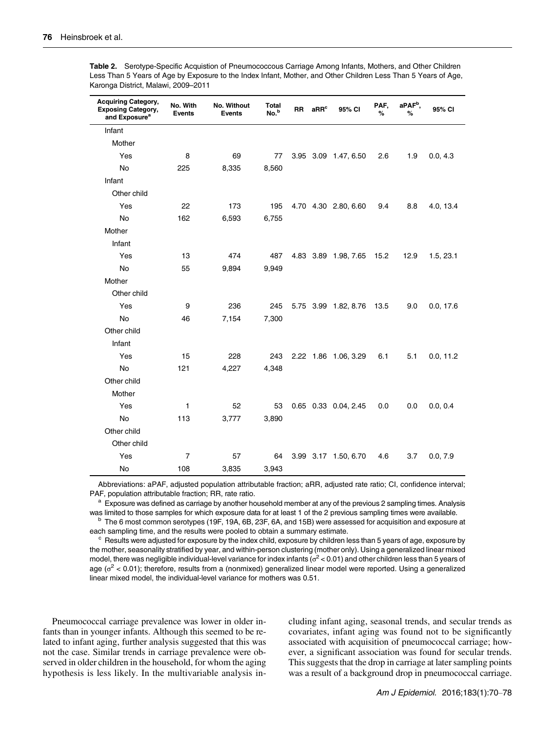**Table 2.** Serotype-Specific Acquistion of Pneumococcous Carriage Among Infants, Mothers, and Other Children Less Than 5 Years of Age by Exposure to the Index Infant, Mother, and Other Children Less Than 5 Years of Age, Karonga District, Malawi, 2009–2011

| Acquiring Category, Exposing Category, and Exposure[a] | No. With Events | No. Without Events | Total No.[b] | RR | aRR[c] | 95% CI | PAF, % | aPAF[b], % | 95% CI |
|---|---|---|---|---|---|---|---|---|---|
| Infant | | | | | | | | | |
| Mother | | | | | | | | | |
| Yes | 8 | 69 | 77 | 3.95 | 3.09 | 1.47, 6.50 | 2.6 | 1.9 | 0.0, 4.3 |
| No | 225 | 8,335 | 8,560 | | | | | | |
| Infant | | | | | | | | | |
| Other child | | | | | | | | | |
| Yes | 22 | 173 | 195 | 4.70 | 4.30 | 2.80, 6.60 | 9.4 | 8.8 | 4.0, 13.4 |
| No | 162 | 6,593 | 6,755 | | | | | | |
| Mother | | | | | | | | | |
| Infant | | | | | | | | | |
| Yes | 13 | 474 | 487 | 4.83 | 3.89 | 1.98, 7.65 | 15.2 | 12.9 | 1.5, 23.1 |
| No | 55 | 9,894 | 9,949 | | | | | | |
| Mother | | | | | | | | | |
| Other child | | | | | | | | | |
| Yes | 9 | 236 | 245 | 5.75 | 3.99 | 1.82, 8.76 | 13.5 | 9.0 | 0.0, 17.6 |
| No | 46 | 7,154 | 7,300 | | | | | | |
| Other child | | | | | | | | | |
| Infant | | | | | | | | | |
| Yes | 15 | 228 | 243 | 2.22 | 1.86 | 1.06, 3.29 | 6.1 | 5.1 | 0.0, 11.2 |
| No | 121 | 4,227 | 4,348 | | | | | | |
| Other child | | | | | | | | | |
| Mother | | | | | | | | | |
| Yes | 1 | 52 | 53 | 0.65 | 0.33 | 0.04, 2.45 | 0.0 | 0.0 | 0.0, 0.4 |
| No | 113 | 3,777 | 3,890 | | | | | | |
| Other child | | | | | | | | | |
| Other child | | | | | | | | | |
| Yes | 7 | 57 | 64 | 3.99 | 3.17 | 1.50, 6.70 | 4.6 | 3.7 | 0.0, 7.9 |
| No | 108 | 3,835 | 3,943 | | | | | | |

Abbreviations: aPAF, adjusted population attributable fraction; aRR, adjusted rate ratio; CI, confidence interval; PAF, population attributable fraction; RR, rate ratio.

[a] Exposure was defined as carriage by another household member at any of the previous 2 sampling times. Analysis was limited to those samples for which exposure data for at least 1 of the 2 previous sampling times were available.

[b] The 6 most common serotypes (19F, 19A, 6B, 23F, 6A, and 15B) were assessed for acquisition and exposure at each sampling time, and the results were pooled to obtain a summary estimate.

[c] Results were adjusted for exposure by the index child, exposure by children less than 5 years of age, exposure by the mother, seasonality stratified by year, and within-person clustering (mother only). Using a generalized linear mixed model, there was negligible individual-level variance for index infants ($\sigma^2 < 0.01$) and other children less than 5 years of age ($\sigma^2 < 0.01$); therefore, results from a (nonmixed) generalized linear model were reported. Using a generalized linear mixed model, the individual-level variance for mothers was 0.51.

Pneumococcal carriage prevalence was lower in older infants than in younger infants. Although this seemed to be related to infant aging, further analysis suggested that this was not the case. Similar trends in carriage prevalence were observed in older children in the household, for whom the aging hypothesis is less likely. In the multivariable analysis including infant aging, seasonal trends, and secular trends as covariates, infant aging was found not to be significantly associated with acquisition of pneumococcal carriage; however, a significant association was found for secular trends. This suggests that the drop in carriage at later sampling points was a result of a background drop in pneumococcal carriage.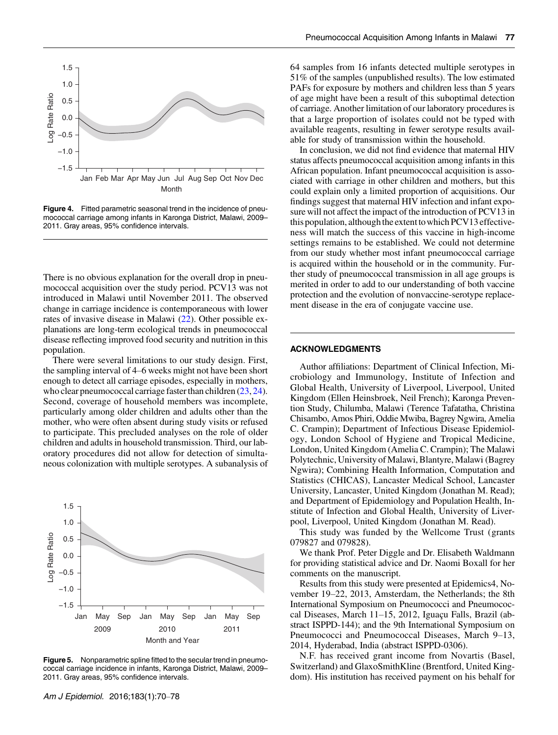1.5
1.0
0.5
0.0
−0.5
−1.0
−1.5
Log Rate Ratio
Jan Feb Mar Apr May Jun Jul Aug Sep Oct Nov Dec
Month

**Figure 4.** Fitted parametric seasonal trend in the incidence of pneumococcal carriage among infants in Karonga District, Malawi, 2009–2011. Gray areas, 95% confidence intervals.

There is no obvious explanation for the overall drop in pneumococcal acquisition over the study period. PCV13 was not introduced in Malawi until November 2011. The observed change in carriage incidence is contemporaneous with lower rates of invasive disease in Malawi (22). Other possible explanations are long-term ecological trends in pneumococcal disease reflecting improved food security and nutrition in this population.

There were several limitations to our study design. First, the sampling interval of 4–6 weeks might not have been short enough to detect all carriage episodes, especially in mothers, who clear pneumococcal carriage faster than children (23, 24). Second, coverage of household members was incomplete, particularly among older children and adults other than the mother, who were often absent during study visits or refused to participate. This precluded analyses on the role of older children and adults in household transmission. Third, our laboratory procedures did not allow for detection of simultaneous colonization with multiple serotypes. A subanalysis of 64 samples from 16 infants detected multiple serotypes in 51% of the samples (unpublished results). The low estimated PAFs for exposure by mothers and children less than 5 years of age might have been a result of this suboptimal detection of carriage. Another limitation of our laboratory procedures is that a large proportion of isolates could not be typed with available reagents, resulting in fewer serotype results available for study of transmission within the household.

In conclusion, we did not find evidence that maternal HIV status affects pneumococcal acquisition among infants in this African population. Infant pneumococcal acquisition is associated with carriage in other children and mothers, but this could explain only a limited proportion of acquisitions. Our findings suggest that maternal HIV infection and infant exposure will not affect the impact of the introduction of PCV13 in this population, although the extent to which PCV13 effectiveness will match the success of this vaccine in high-income settings remains to be established. We could not determine from our study whether most infant pneumococcal carriage is acquired within the household or in the community. Further study of pneumococcal transmission in all age groups is merited in order to add to our understanding of both vaccine protection and the evolution of nonvaccine-serotype replacement disease in the era of conjugate vaccine use.

1.5
1.0
0.5
0.0
−0.5
−1.0
−1.5
Log Rate Ratio
Jan May Sep Jan May Sep Jan May Sep
2009 2010 2011
Month and Year

**Figure 5.** Nonparametric spline fitted to the secular trend in pneumococcal carriage incidence in infants, Karonga District, Malawi, 2009–2011. Gray areas, 95% confidence intervals.

## ACKNOWLEDGMENTS

Author affiliations: Department of Clinical Infection, Microbiology and Immunology, Institute of Infection and Global Health, University of Liverpool, Liverpool, United Kingdom (Ellen Heinsbroek, Neil French); Karonga Prevention Study, Chilumba, Malawi (Terence Tafatatha, Christina Chisambo, Amos Phiri, Oddie Mwiba, Bagrey Ngwira, Amelia C. Crampin); Department of Infectious Disease Epidemiology, London School of Hygiene and Tropical Medicine, London, United Kingdom (Amelia C. Crampin); The Malawi Polytechnic, University of Malawi, Blantyre, Malawi (Bagrey Ngwira); Combining Health Information, Computation and Statistics (CHICAS), Lancaster Medical School, Lancaster University, Lancaster, United Kingdom (Jonathan M. Read); and Department of Epidemiology and Population Health, Institute of Infection and Global Health, University of Liverpool, Liverpool, United Kingdom (Jonathan M. Read).

This study was funded by the Wellcome Trust (grants 079827 and 079828).

We thank Prof. Peter Diggle and Dr. Elisabeth Waldmann for providing statistical advice and Dr. Naomi Boxall for her comments on the manuscript.

Results from this study were presented at Epidemics4, November 19–22, 2013, Amsterdam, the Netherlands; the 8th International Symposium on Pneumococci and Pneumococcal Diseases, March 11–15, 2012, Iguaçu Falls, Brazil (abstract ISPPD-144); and the 9th International Symposium on Pneumococci and Pneumococcal Diseases, March 9–13, 2014, Hyderabad, India (abstract ISPPD-0306).

N.F. has received grant income from Novartis (Basel, Switzerland) and GlaxoSmithKline (Brentford, United Kingdom). His institution has received payment on his behalf for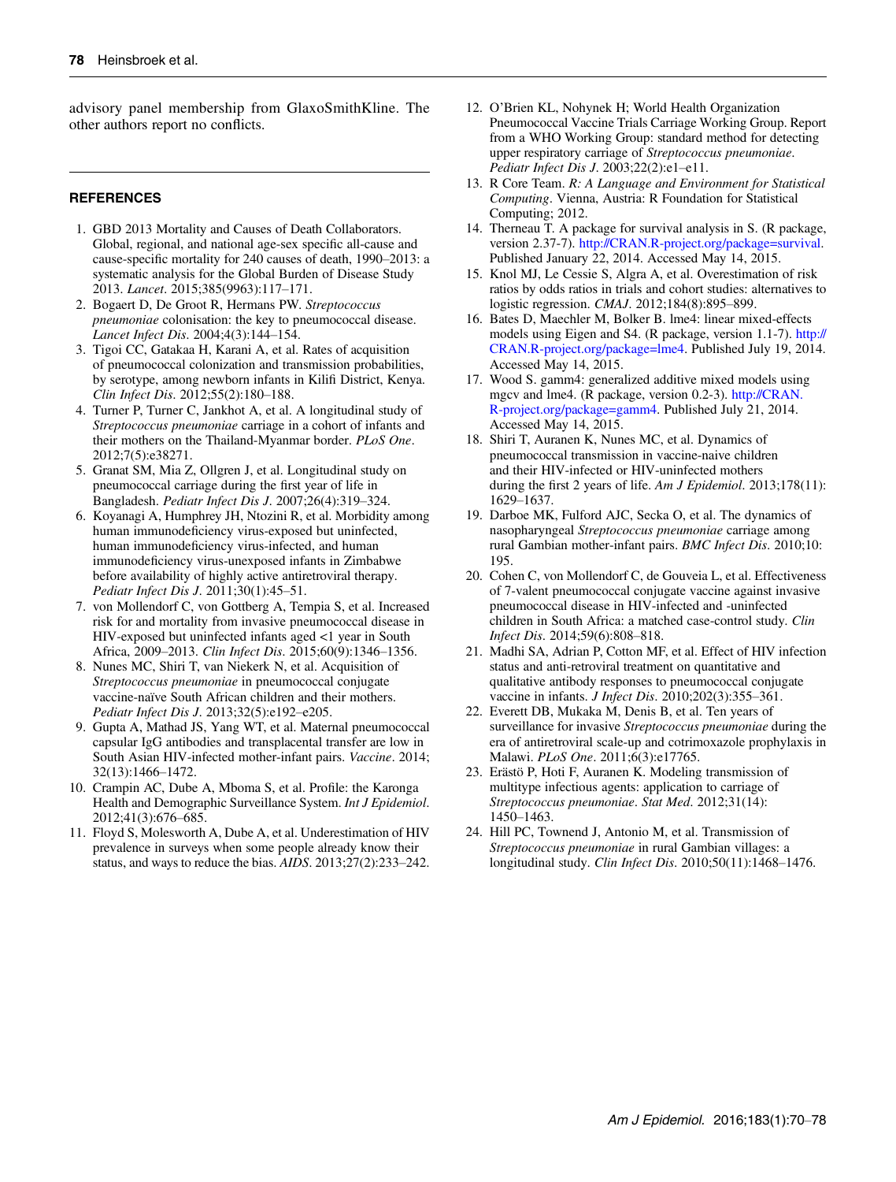advisory panel membership from GlaxoSmithKline. The other authors report no conflicts.

## REFERENCES

1. GBD 2013 Mortality and Causes of Death Collaborators. Global, regional, and national age-sex specific all-cause and cause-specific mortality for 240 causes of death, 1990–2013: a systematic analysis for the Global Burden of Disease Study 2013. *Lancet*. 2015;385(9963):117–171.
2. Bogaert D, De Groot R, Hermans PW. *Streptococcus pneumoniae* colonisation: the key to pneumococcal disease. *Lancet Infect Dis*. 2004;4(3):144–154.
3. Tigoi CC, Gatakaa H, Karani A, et al. Rates of acquisition of pneumococcal colonization and transmission probabilities, by serotype, among newborn infants in Kilifi District, Kenya. *Clin Infect Dis*. 2012;55(2):180–188.
4. Turner P, Turner C, Jankhot A, et al. A longitudinal study of *Streptococcus pneumoniae* carriage in a cohort of infants and their mothers on the Thailand-Myanmar border. *PLoS One*. 2012;7(5):e38271.
5. Granat SM, Mia Z, Ollgren J, et al. Longitudinal study on pneumococcal carriage during the first year of life in Bangladesh. *Pediatr Infect Dis J*. 2007;26(4):319–324.
6. Koyanagi A, Humphrey JH, Ntozini R, et al. Morbidity among human immunodeficiency virus-exposed but uninfected, human immunodeficiency virus-infected, and human immunodeficiency virus-unexposed infants in Zimbabwe before availability of highly active antiretroviral therapy. *Pediatr Infect Dis J*. 2011;30(1):45–51.
7. von Mollendorf C, von Gottberg A, Tempia S, et al. Increased risk for and mortality from invasive pneumococcal disease in HIV-exposed but uninfected infants aged <1 year in South Africa, 2009–2013. *Clin Infect Dis*. 2015;60(9):1346–1356.
8. Nunes MC, Shiri T, van Niekerk N, et al. Acquisition of *Streptococcus pneumoniae* in pneumococcal conjugate vaccine-naïve South African children and their mothers. *Pediatr Infect Dis J*. 2013;32(5):e192–e205.
9. Gupta A, Mathad JS, Yang WT, et al. Maternal pneumococcal capsular IgG antibodies and transplacental transfer are low in South Asian HIV-infected mother-infant pairs. *Vaccine*. 2014;32(13):1466–1472.
10. Crampin AC, Dube A, Mboma S, et al. Profile: the Karonga Health and Demographic Surveillance System. *Int J Epidemiol*. 2012;41(3):676–685.
11. Floyd S, Molesworth A, Dube A, et al. Underestimation of HIV prevalence in surveys when some people already know their status, and ways to reduce the bias. *AIDS*. 2013;27(2):233–242.
12. O'Brien KL, Nohynek H; World Health Organization Pneumococcal Vaccine Trials Carriage Working Group. Report from a WHO Working Group: standard method for detecting upper respiratory carriage of *Streptococcus pneumoniae*. *Pediatr Infect Dis J*. 2003;22(2):e1–e11.
13. R Core Team. *R: A Language and Environment for Statistical Computing*. Vienna, Austria: R Foundation for Statistical Computing; 2012.
14. Therneau T. A package for survival analysis in S. (R package, version 2.37-7). http://CRAN.R-project.org/package=survival. Published January 22, 2014. Accessed May 14, 2015.
15. Knol MJ, Le Cessie S, Algra A, et al. Overestimation of risk ratios by odds ratios in trials and cohort studies: alternatives to logistic regression. *CMAJ*. 2012;184(8):895–899.
16. Bates D, Maechler M, Bolker B. lme4: linear mixed-effects models using Eigen and S4. (R package, version 1.1-7). http://CRAN.R-project.org/package=lme4. Published July 19, 2014. Accessed May 14, 2015.
17. Wood S. gamm4: generalized additive mixed models using mgcv and lme4. (R package, version 0.2-3). http://CRAN.R-project.org/package=gamm4. Published July 21, 2014. Accessed May 14, 2015.
18. Shiri T, Auranen K, Nunes MC, et al. Dynamics of pneumococcal transmission in vaccine-naive children and their HIV-infected or HIV-uninfected mothers during the first 2 years of life. *Am J Epidemiol*. 2013;178(11):1629–1637.
19. Darboe MK, Fulford AJC, Secka O, et al. The dynamics of nasopharyngeal *Streptococcus pneumoniae* carriage among rural Gambian mother-infant pairs. *BMC Infect Dis*. 2010;10:195.
20. Cohen C, von Mollendorf C, de Gouveia L, et al. Effectiveness of 7-valent pneumococcal conjugate vaccine against invasive pneumococcal disease in HIV-infected and -uninfected children in South Africa: a matched case-control study. *Clin Infect Dis*. 2014;59(6):808–818.
21. Madhi SA, Adrian P, Cotton MF, et al. Effect of HIV infection status and anti-retroviral treatment on quantitative and qualitative antibody responses to pneumococcal conjugate vaccine in infants. *J Infect Dis*. 2010;202(3):355–361.
22. Everett DB, Mukaka M, Denis B, et al. Ten years of surveillance for invasive *Streptococcus pneumoniae* during the era of antiretroviral scale-up and cotrimoxazole prophylaxis in Malawi. *PLoS One*. 2011;6(3):e17765.
23. Erästö P, Hoti F, Auranen K. Modeling transmission of multitype infectious agents: application to carriage of *Streptococcus pneumoniae*. *Stat Med*. 2012;31(14):1450–1463.
24. Hill PC, Townend J, Antonio M, et al. Transmission of *Streptococcus pneumoniae* in rural Gambian villages: a longitudinal study. *Clin Infect Dis*. 2010;50(11):1468–1476.